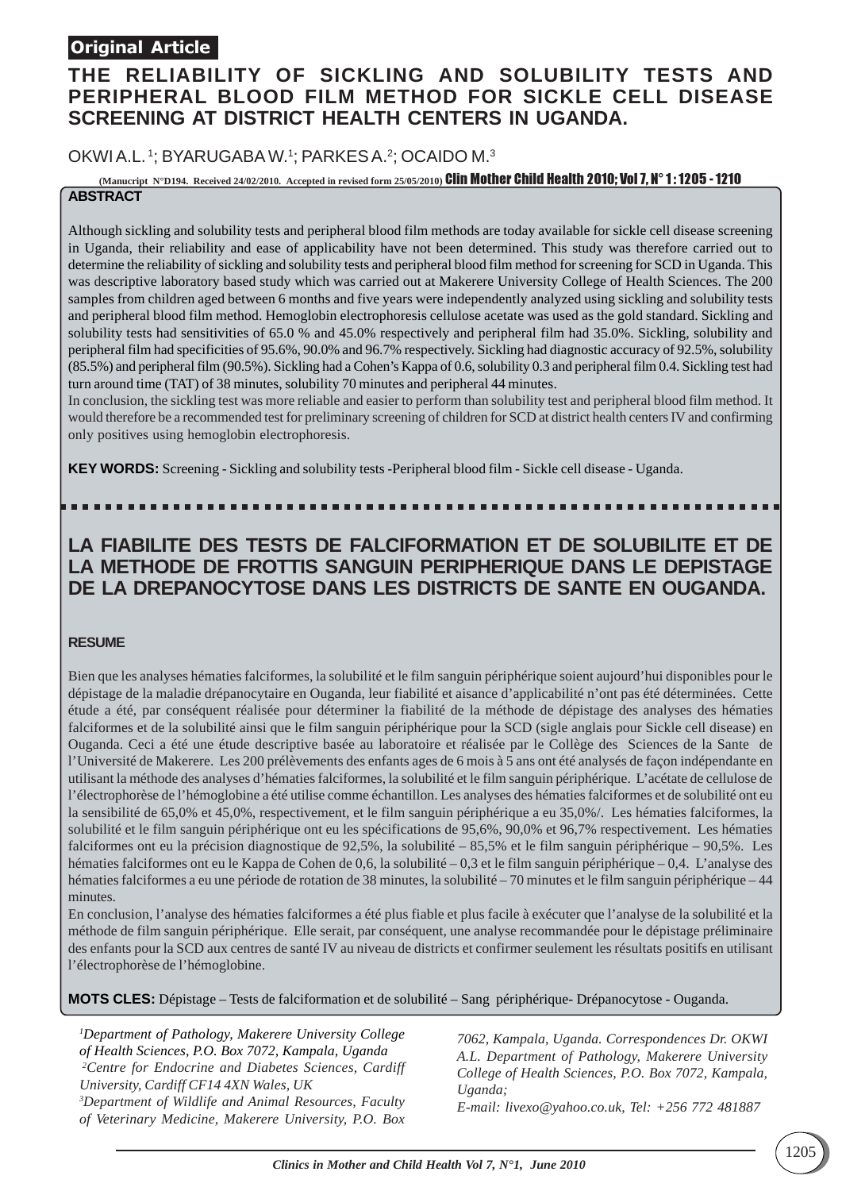**Original Article**

# THE RELIABILITY OF SICKLING AND SOLUBILITY TESTS AND PERIPHERAL BLOOD FILM METHOD FOR SICKLE CELL DISEASE SCREENING AT DISTRICT HEALTH CENTERS IN UGANDA.

OKWI A.L. [1]; BYARUGABA W.[1]; PARKES A.[2]; OCAIDO M.[3]

(Manucript N°D194. Received 24/02/2010. Accepted in revised form 25/05/2010) Clin Mother Child Health 2010; Vol 7, N° 1 : 1205 - 1210

## ABSTRACT

Although sickling and solubility tests and peripheral blood film methods are today available for sickle cell disease screening in Uganda, their reliability and ease of applicability have not been determined. This study was therefore carried out to determine the reliability of sickling and solubility tests and peripheral blood film method for screening for SCD in Uganda. This was descriptive laboratory based study which was carried out at Makerere University College of Health Sciences. The 200 samples from children aged between 6 months and five years were independently analyzed using sickling and solubility tests and peripheral blood film method. Hemoglobin electrophoresis cellulose acetate was used as the gold standard. Sickling and solubility tests had sensitivities of 65.0 % and 45.0% respectively and peripheral film had 35.0%. Sickling, solubility and peripheral film had specificities of 95.6%, 90.0% and 96.7% respectively. Sickling had diagnostic accuracy of 92.5%, solubility (85.5%) and peripheral film (90.5%). Sickling had a Cohen's Kappa of 0.6, solubility 0.3 and peripheral film 0.4. Sickling test had turn around time (TAT) of 38 minutes, solubility 70 minutes and peripheral 44 minutes.

In conclusion, the sickling test was more reliable and easier to perform than solubility test and peripheral blood film method. It would therefore be a recommended test for preliminary screening of children for SCD at district health centers IV and confirming only positives using hemoglobin electrophoresis.

**KEY WORDS:** Screening - Sickling and solubility tests -Peripheral blood film - Sickle cell disease - Uganda.

# LA FIABILITE DES TESTS DE FALCIFORMATION ET DE SOLUBILITE ET DE LA METHODE DE FROTTIS SANGUIN PERIPHERIQUE DANS LE DEPISTAGE DE LA DREPANOCYTOSE DANS LES DISTRICTS DE SANTE EN OUGANDA.

## RESUME

Bien que les analyses hématies falciformes, la solubilité et le film sanguin périphérique soient aujourd'hui disponibles pour le dépistage de la maladie drépanocytaire en Ouganda, leur fiabilité et aisance d'applicabilité n'ont pas été déterminées. Cette étude a été, par conséquent réalisée pour déterminer la fiabilité de la méthode de dépistage des analyses des hématies falciformes et de la solubilité ainsi que le film sanguin périphérique pour la SCD (sigle anglais pour Sickle cell disease) en Ouganda. Ceci a été une étude descriptive basée au laboratoire et réalisée par le Collège des Sciences de la Sante de l'Université de Makerere. Les 200 prélèvements des enfants ages de 6 mois à 5 ans ont été analysés de façon indépendante en utilisant la méthode des analyses d'hématies falciformes, la solubilité et le film sanguin périphérique. L'acétate de cellulose de l'électrophorèse de l'hémoglobine a été utilise comme échantillon. Les analyses des hématies falciformes et de solubilité ont eu la sensibilité de 65,0% et 45,0%, respectivement, et le film sanguin périphérique a eu 35,0%/. Les hématies falciformes, la solubilité et le film sanguin périphérique ont eu les spécifications de 95,6%, 90,0% et 96,7% respectivement. Les hématies falciformes ont eu la précision diagnostique de 92,5%, la solubilité – 85,5% et le film sanguin périphérique – 90,5%. Les hématies falciformes ont eu le Kappa de Cohen de 0,6, la solubilité – 0,3 et le film sanguin périphérique – 0,4. L'analyse des hématies falciformes a eu une période de rotation de 38 minutes, la solubilité – 70 minutes et le film sanguin périphérique – 44 minutes.

En conclusion, l'analyse des hématies falciformes a été plus fiable et plus facile à exécuter que l'analyse de la solubilité et la méthode de film sanguin périphérique. Elle serait, par conséquent, une analyse recommandée pour le dépistage préliminaire des enfants pour la SCD aux centres de santé IV au niveau de districts et confirmer seulement les résultats positifs en utilisant l'électrophorèse de l'hémoglobine.

**MOTS CLES:** Dépistage – Tests de falciformation et de solubilité – Sang périphérique- Drépanocytose - Ouganda.

*[1]Department of Pathology, Makerere University College of Health Sciences, P.O. Box 7072, Kampala, Uganda*
*[2]Centre for Endocrine and Diabetes Sciences, Cardiff University, Cardiff CF14 4XN Wales, UK*
*[3]Department of Wildlife and Animal Resources, Faculty of Veterinary Medicine, Makerere University, P.O. Box 7062, Kampala, Uganda. Correspondences Dr. OKWI A.L. Department of Pathology, Makerere University College of Health Sciences, P.O. Box 7072, Kampala, Uganda;*
*E-mail: livexo@yahoo.co.uk, Tel: +256 772 481887*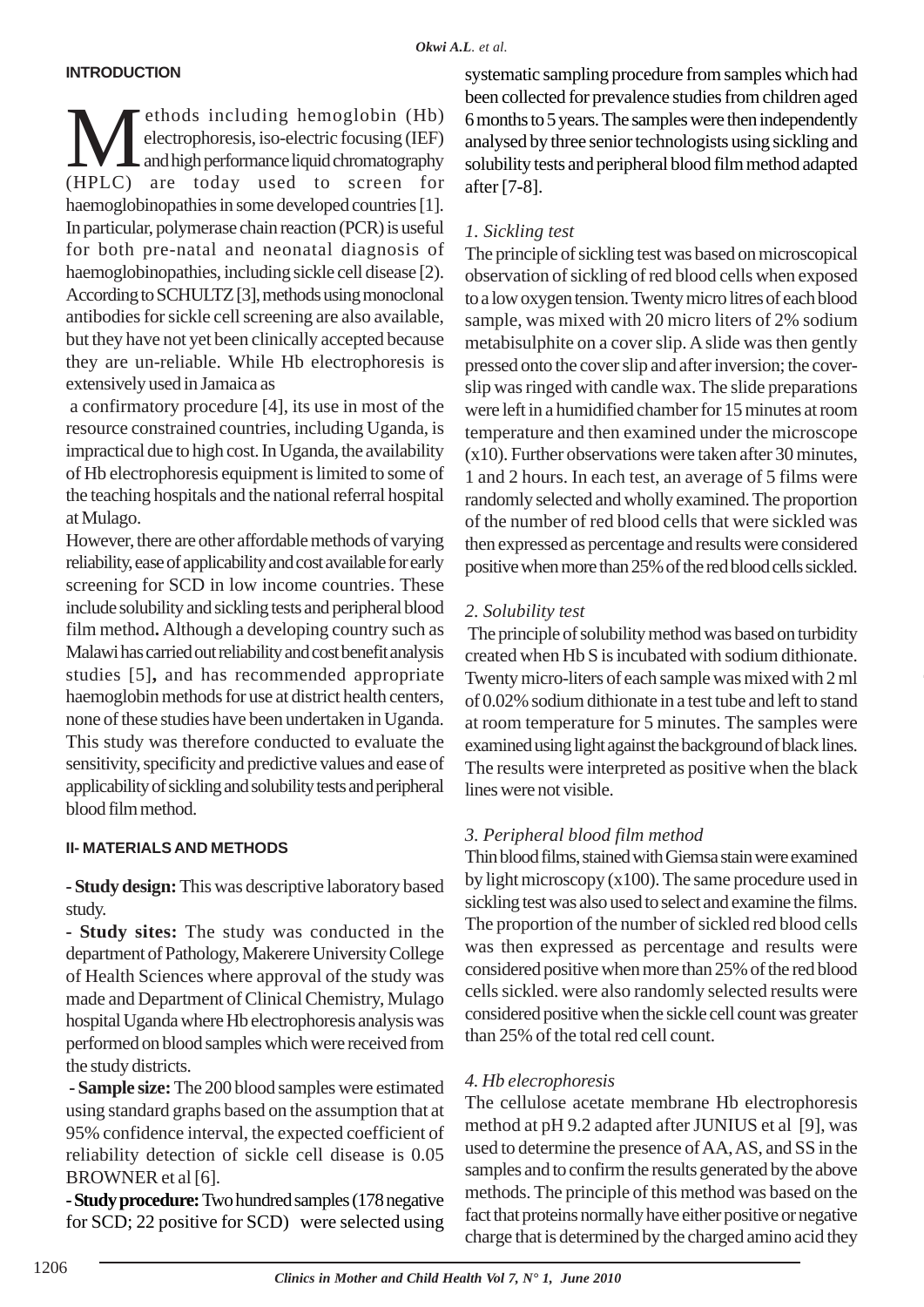## INTRODUCTION

Methods including hemoglobin (Hb) electrophoresis, iso-electric focusing (IEF) and high performance liquid chromatography (HPLC) are today used to screen for haemoglobinopathies in some developed countries [1]. In particular, polymerase chain reaction (PCR) is useful for both pre-natal and neonatal diagnosis of haemoglobinopathies, including sickle cell disease [2]. According to SCHULTZ [3], methods using monoclonal antibodies for sickle cell screening are also available, but they have not yet been clinically accepted because they are un-reliable. While Hb electrophoresis is extensively used in Jamaica as a confirmatory procedure [4], its use in most of the resource constrained countries, including Uganda, is impractical due to high cost. In Uganda, the availability of Hb electrophoresis equipment is limited to some of the teaching hospitals and the national referral hospital at Mulago.

However, there are other affordable methods of varying reliability, ease of applicability and cost available for early screening for SCD in low income countries. These include solubility and sickling tests and peripheral blood film method**.** Although a developing country such as Malawi has carried out reliability and cost benefit analysis studies [5]**,** and has recommended appropriate haemoglobin methods for use at district health centers, none of these studies have been undertaken in Uganda. This study was therefore conducted to evaluate the sensitivity, specificity and predictive values and ease of applicability of sickling and solubility tests and peripheral blood film method.

## II- MATERIALS AND METHODS

**- Study design:** This was descriptive laboratory based study.

- **Study sites:** The study was conducted in the department of Pathology, Makerere University College of Health Sciences where approval of the study was made and Department of Clinical Chemistry, Mulago hospital Uganda where Hb electrophoresis analysis was performed on blood samples which were received from the study districts.

**- Sample size:** The 200 blood samples were estimated using standard graphs based on the assumption that at 95% confidence interval, the expected coefficient of reliability detection of sickle cell disease is 0.05 BROWNER et al [6].

**- Study procedure:** Two hundred samples (178 negative for SCD; 22 positive for SCD) were selected using systematic sampling procedure from samples which had been collected for prevalence studies from children aged 6 months to 5 years. The samples were then independently analysed by three senior technologists using sickling and solubility tests and peripheral blood film method adapted after [7-8].

### *1. Sickling test*

The principle of sickling test was based on microscopical observation of sickling of red blood cells when exposed to a low oxygen tension. Twenty micro litres of each blood sample, was mixed with 20 micro liters of 2% sodium metabisulphite on a cover slip. A slide was then gently pressed onto the cover slip and after inversion; the cover-slip was ringed with candle wax. The slide preparations were left in a humidified chamber for 15 minutes at room temperature and then examined under the microscope (x10). Further observations were taken after 30 minutes, 1 and 2 hours. In each test, an average of 5 films were randomly selected and wholly examined. The proportion of the number of red blood cells that were sickled was then expressed as percentage and results were considered positive when more than 25% of the red blood cells sickled.

### *2. Solubility test*

The principle of solubility method was based on turbidity created when Hb S is incubated with sodium dithionate. Twenty micro-liters of each sample was mixed with 2 ml of 0.02% sodium dithionate in a test tube and left to stand at room temperature for 5 minutes. The samples were examined using light against the background of black lines. The results were interpreted as positive when the black lines were not visible.

### *3. Peripheral blood film method*

Thin blood films, stained with Giemsa stain were examined by light microscopy (x100). The same procedure used in sickling test was also used to select and examine the films. The proportion of the number of sickled red blood cells was then expressed as percentage and results were considered positive when more than 25% of the red blood cells sickled. were also randomly selected results were considered positive when the sickle cell count was greater than 25% of the total red cell count.

### *4. Hb elecrophoresis*

The cellulose acetate membrane Hb electrophoresis method at pH 9.2 adapted after JUNIUS et al [9], was used to determine the presence of AA, AS, and SS in the samples and to confirm the results generated by the above methods. The principle of this method was based on the fact that proteins normally have either positive or negative charge that is determined by the charged amino acid they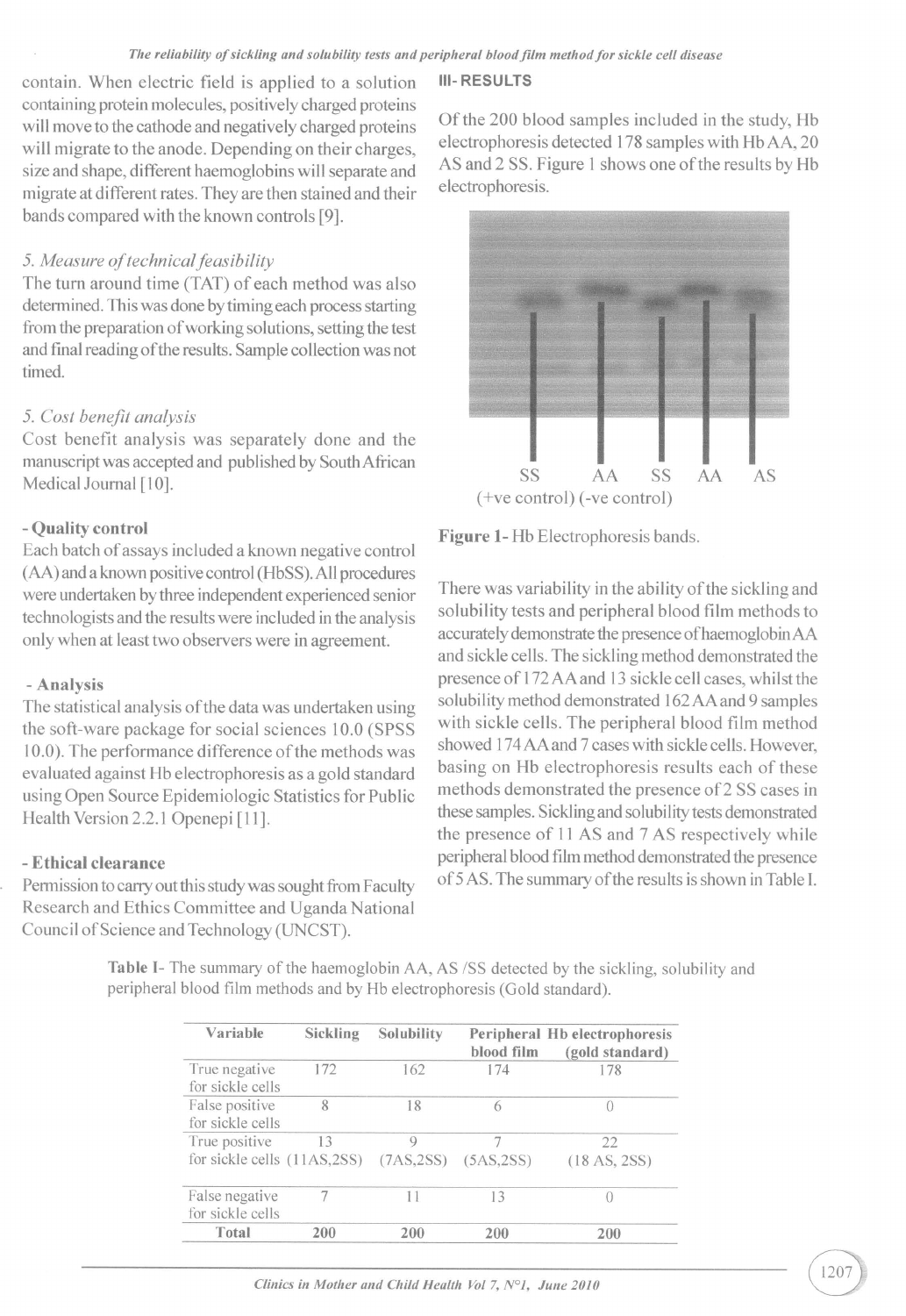contain. When electric field is applied to a solution containing protein molecules, positively charged proteins will move to the cathode and negatively charged proteins will migrate to the anode. Depending on their charges, size and shape, different haemoglobins will separate and migrate at different rates. They are then stained and their bands compared with the known controls [9].

*5. Measure of technical feasibility*

The turn around time (TAT) of each method was also determined. This was done by timing each process starting from the preparation of working solutions, setting the test and final reading of the results. Sample collection was not timed.

*5. Cost benefit analysis*

Cost benefit analysis was separately done and the manuscript was accepted and published by South African Medical Journal [10].

**- Quality control**

Each batch of assays included a known negative control (AA) and a known positive control (HbSS). All procedures were undertaken by three independent experienced senior technologists and the results were included in the analysis only when at least two observers were in agreement.

**- Analysis**

The statistical analysis of the data was undertaken using the soft-ware package for social sciences 10.0 (SPSS 10.0). The performance difference of the methods was evaluated against Hb electrophoresis as a gold standard using Open Source Epidemiologic Statistics for Public Health Version 2.2.1 Openepi [11].

**- Ethical clearance**

Permission to carry out this study was sought from Faculty Research and Ethics Committee and Uganda National Council of Science and Technology (UNCST).

## III- RESULTS

Of the 200 blood samples included in the study, Hb electrophoresis detected 178 samples with Hb AA, 20 AS and 2 SS. Figure 1 shows one of the results by Hb electrophoresis.

SS AA SS AA AS
(+ve control) (-ve control)

**Figure 1-** Hb Electrophoresis bands.

There was variability in the ability of the sickling and solubility tests and peripheral blood film methods to accurately demonstrate the presence of haemoglobin AA and sickle cells. The sickling method demonstrated the presence of 172 AA and 13 sickle cell cases, whilst the solubility method demonstrated 162 AA and 9 samples with sickle cells. The peripheral blood film method showed 174 AA and 7 cases with sickle cells. However, basing on Hb electrophoresis results each of these methods demonstrated the presence of 2 SS cases in these samples. Sickling and solubility tests demonstrated the presence of 11 AS and 7 AS respectively while peripheral blood film method demonstrated the presence of 5 AS. The summary of the results is shown in Table I.

**Table I-** The summary of the haemoglobin AA, AS /SS detected by the sickling, solubility and peripheral blood film methods and by Hb electrophoresis (Gold standard).

| Variable | Sickling | Solubility | Peripheral blood film | Hb electrophoresis (gold standard) |
|---|---|---|---|---|
| True negative for sickle cells | 172 | 162 | 174 | 178 |
| False positive for sickle cells | 8 | 18 | 6 | 0 |
| True positive for sickle cells | 13 (11AS,2SS) | 9 (7AS,2SS) | 7 (5AS,2SS) | 22 (18 AS, 2SS) |
| False negative for sickle cells | 7 | 11 | 13 | 0 |
| **Total** | **200** | **200** | **200** | **200** |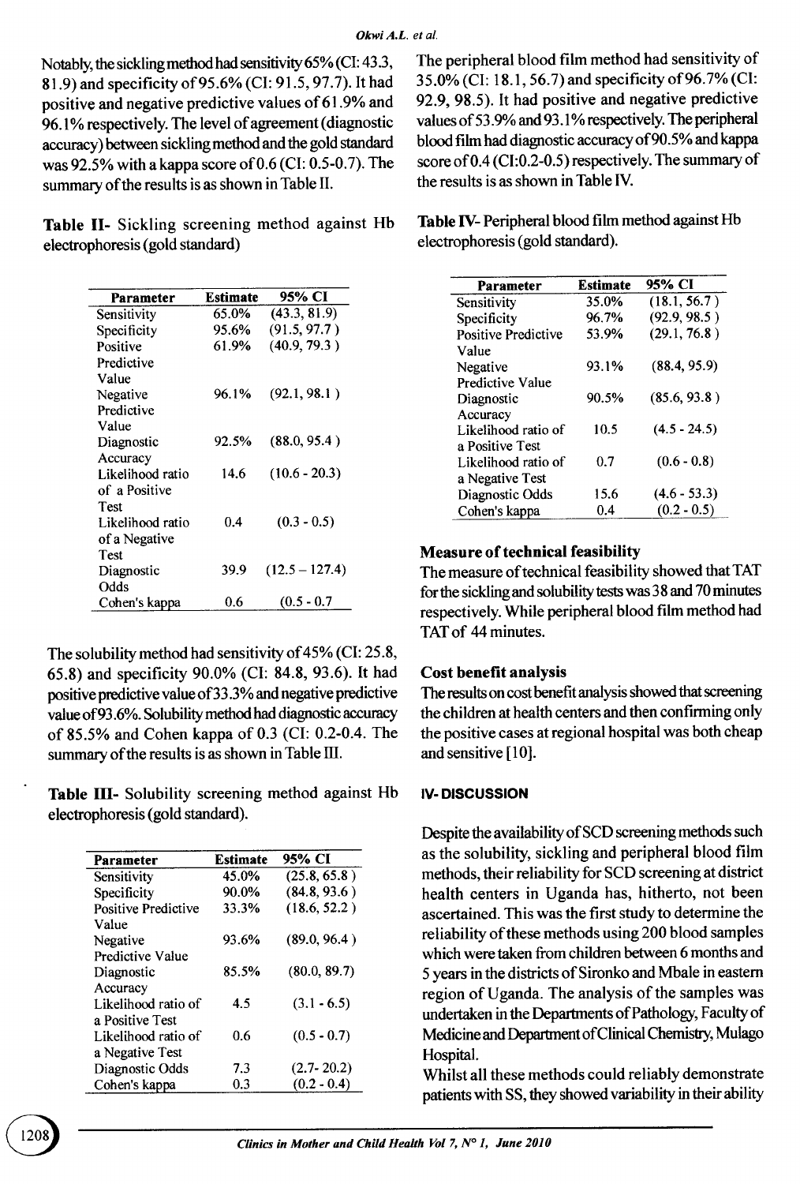Notably, the sickling method had sensitivity 65% (CI: 43.3, 81.9) and specificity of 95.6% (CI: 91.5, 97.7). It had positive and negative predictive values of 61.9% and 96.1% respectively. The level of agreement (diagnostic accuracy) between sickling method and the gold standard was 92.5% with a kappa score of 0.6 (CI: 0.5-0.7). The summary of the results is as shown in Table II.

**Table II-** Sickling screening method against Hb electrophoresis (gold standard)

| Parameter | Estimate | 95% CI |
|---|---|---|
| Sensitivity | 65.0% | (43.3, 81.9) |
| Specificity | 95.6% | (91.5, 97.7 ) |
| Positive Predictive Value | 61.9% | (40.9, 79.3 ) |
| Negative Predictive Value | 96.1% | (92.1, 98.1 ) |
| Diagnostic Accuracy | 92.5% | (88.0, 95.4 ) |
| Likelihood ratio of a Positive Test | 14.6 | (10.6 - 20.3) |
| Likelihood ratio of a Negative Test | 0.4 | (0.3 - 0.5) |
| Diagnostic Odds | 39.9 | (12.5 – 127.4) |
| Cohen's kappa | 0.6 | (0.5 - 0.7 |

The solubility method had sensitivity of 45% (CI: 25.8, 65.8) and specificity 90.0% (CI: 84.8, 93.6). It had positive predictive value of 33.3% and negative predictive value of 93.6%. Solubility method had diagnostic accuracy of 85.5% and Cohen kappa of 0.3 (CI: 0.2-0.4. The summary of the results is as shown in Table III.

**Table III-** Solubility screening method against Hb electrophoresis (gold standard).

| Parameter | Estimate | 95% CI |
|---|---|---|
| Sensitivity | 45.0% | (25.8, 65.8 ) |
| Specificity | 90.0% | (84.8, 93.6 ) |
| Positive Predictive Value | 33.3% | (18.6, 52.2 ) |
| Negative Predictive Value | 93.6% | (89.0, 96.4 ) |
| Diagnostic Accuracy | 85.5% | (80.0, 89.7) |
| Likelihood ratio of a Positive Test | 4.5 | (3.1 - 6.5) |
| Likelihood ratio of a Negative Test | 0.6 | (0.5 - 0.7) |
| Diagnostic Odds | 7.3 | (2.7- 20.2) |
| Cohen's kappa | 0.3 | (0.2 - 0.4) |

The peripheral blood film method had sensitivity of 35.0% (CI: 18.1, 56.7) and specificity of 96.7% (CI: 92.9, 98.5). It had positive and negative predictive values of 53.9% and 93.1% respectively. The peripheral blood film had diagnostic accuracy of 90.5% and kappa score of 0.4 (CI:0.2-0.5) respectively. The summary of the results is as shown in Table IV.

**Table IV-** Peripheral blood film method against Hb electrophoresis (gold standard).

| Parameter | Estimate | 95% CI |
|---|---|---|
| Sensitivity | 35.0% | (18.1, 56.7 ) |
| Specificity | 96.7% | (92.9, 98.5 ) |
| Positive Predictive Value | 53.9% | (29.1, 76.8 ) |
| Negative Predictive Value | 93.1% | (88.4, 95.9) |
| Diagnostic Accuracy | 90.5% | (85.6, 93.8 ) |
| Likelihood ratio of a Positive Test | 10.5 | (4.5 - 24.5) |
| Likelihood ratio of a Negative Test | 0.7 | (0.6 - 0.8) |
| Diagnostic Odds | 15.6 | (4.6 - 53.3) |
| Cohen's kappa | 0.4 | (0.2 - 0.5) |

**Measure of technical feasibility**

The measure of technical feasibility showed that TAT for the sickling and solubility tests was 38 and 70 minutes respectively. While peripheral blood film method had TAT of 44 minutes.

**Cost benefit analysis**

The results on cost benefit analysis showed that screening the children at health centers and then confirming only the positive cases at regional hospital was both cheap and sensitive [10].

## IV- DISCUSSION

Despite the availability of SCD screening methods such as the solubility, sickling and peripheral blood film methods, their reliability for SCD screening at district health centers in Uganda has, hitherto, not been ascertained. This was the first study to determine the reliability of these methods using 200 blood samples which were taken from children between 6 months and 5 years in the districts of Sironko and Mbale in eastern region of Uganda. The analysis of the samples was undertaken in the Departments of Pathology, Faculty of Medicine and Department of Clinical Chemistry, Mulago Hospital.

Whilst all these methods could reliably demonstrate patients with SS, they showed variability in their ability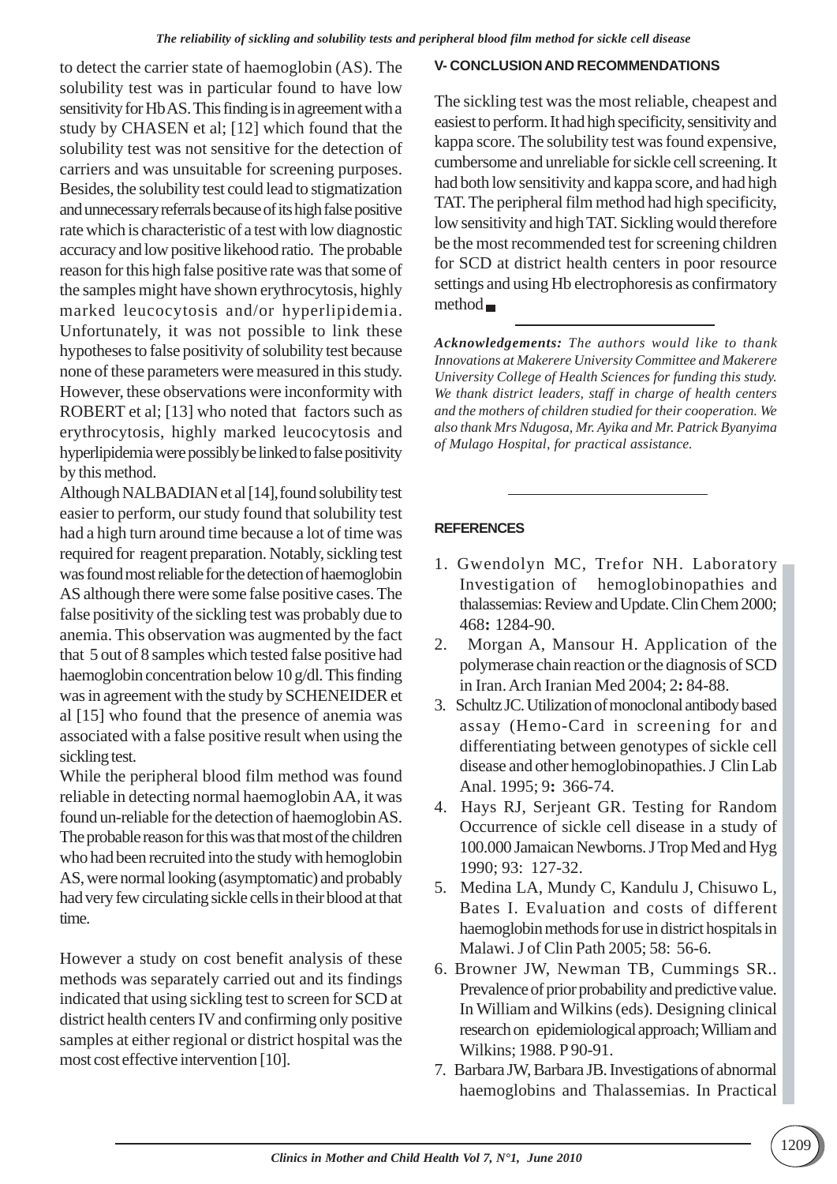to detect the carrier state of haemoglobin (AS). The solubility test was in particular found to have low sensitivity for HbAS. This finding is in agreement with a study by CHASEN et al; [12] which found that the solubility test was not sensitive for the detection of carriers and was unsuitable for screening purposes. Besides, the solubility test could lead to stigmatization and unnecessary referrals because of its high false positive rate which is characteristic of a test with low diagnostic accuracy and low positive likehood ratio. The probable reason for this high false positive rate was that some of the samples might have shown erythrocytosis, highly marked leucocytosis and/or hyperlipidemia. Unfortunately, it was not possible to link these hypotheses to false positivity of solubility test because none of these parameters were measured in this study. However, these observations were inconformity with ROBERT et al; [13] who noted that factors such as erythrocytosis, highly marked leucocytosis and hyperlipidemia were possibly be linked to false positivity by this method.

Although NALBADIAN et al [14], found solubility test easier to perform, our study found that solubility test had a high turn around time because a lot of time was required for reagent preparation. Notably, sickling test was found most reliable for the detection of haemoglobin AS although there were some false positive cases. The false positivity of the sickling test was probably due to anemia. This observation was augmented by the fact that 5 out of 8 samples which tested false positive had haemoglobin concentration below 10 g/dl. This finding was in agreement with the study by SCHENEIDER et al [15] who found that the presence of anemia was associated with a false positive result when using the sickling test.

While the peripheral blood film method was found reliable in detecting normal haemoglobin AA, it was found un-reliable for the detection of haemoglobin AS. The probable reason for this was that most of the children who had been recruited into the study with hemoglobin AS, were normal looking (asymptomatic) and probably had very few circulating sickle cells in their blood at that time.

However a study on cost benefit analysis of these methods was separately carried out and its findings indicated that using sickling test to screen for SCD at district health centers IV and confirming only positive samples at either regional or district hospital was the most cost effective intervention [10].

## V- CONCLUSION AND RECOMMENDATIONS

The sickling test was the most reliable, cheapest and easiest to perform. It had high specificity, sensitivity and kappa score. The solubility test was found expensive, cumbersome and unreliable for sickle cell screening. It had both low sensitivity and kappa score, and had high TAT. The peripheral film method had high specificity, low sensitivity and high TAT. Sickling would therefore be the most recommended test for screening children for SCD at district health centers in poor resource settings and using Hb electrophoresis as confirmatory method ■

***Acknowledgements:*** *The authors would like to thank Innovations at Makerere University Committee and Makerere University College of Health Sciences for funding this study. We thank district leaders, staff in charge of health centers and the mothers of children studied for their cooperation. We also thank Mrs Ndugosa, Mr. Ayika and Mr. Patrick Byanyima of Mulago Hospital, for practical assistance.*

## REFERENCES

1. Gwendolyn MC, Trefor NH. Laboratory Investigation of hemoglobinopathies and thalassemias: Review and Update. Clin Chem 2000; 468**:** 1284-90.
2. Morgan A, Mansour H. Application of the polymerase chain reaction or the diagnosis of SCD in Iran. Arch Iranian Med 2004; 2**:** 84-88.
3. Schultz JC. Utilization of monoclonal antibody based assay (Hemo-Card in screening for and differentiating between genotypes of sickle cell disease and other hemoglobinopathies. J Clin Lab Anal. 1995; 9**:** 366-74.
4. Hays RJ, Serjeant GR. Testing for Random Occurrence of sickle cell disease in a study of 100.000 Jamaican Newborns. J Trop Med and Hyg 1990; 93: 127-32.
5. Medina LA, Mundy C, Kandulu J, Chisuwo L, Bates I. Evaluation and costs of different haemoglobin methods for use in district hospitals in Malawi. J of Clin Path 2005; 58: 56-6.
6. Browner JW, Newman TB, Cummings SR.. Prevalence of prior probability and predictive value. In William and Wilkins (eds). Designing clinical research on epidemiological approach; William and Wilkins; 1988. P 90-91.
7. Barbara JW, Barbara JB. Investigations of abnormal haemoglobins and Thalassemias. In Practical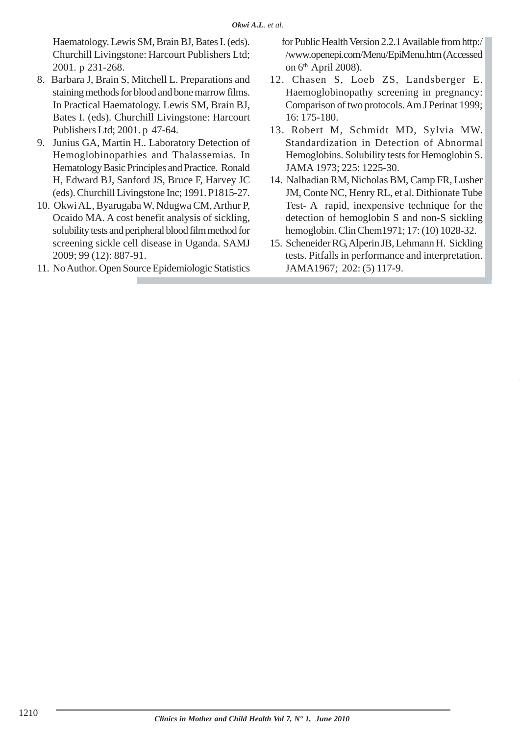Haematology. Lewis SM, Brain BJ, Bates I. (eds). Churchill Livingstone: Harcourt Publishers Ltd; 2001. p 231-268.

8. Barbara J, Brain S, Mitchell L. Preparations and staining methods for blood and bone marrow films. In Practical Haematology. Lewis SM, Brain BJ, Bates I. (eds). Churchill Livingstone: Harcourt Publishers Ltd; 2001. p 47-64.
9. Junius GA, Martin H.. Laboratory Detection of Hemoglobinopathies and Thalassemias. In Hematology Basic Principles and Practice. Ronald H, Edward BJ, Sanford JS, Bruce F, Harvey JC (eds). Churchill Livingstone Inc; 1991. P1815-27.
10. Okwi AL, Byarugaba W, Ndugwa CM, Arthur P, Ocaido MA. A cost benefit analysis of sickling, solubility tests and peripheral blood film method for screening sickle cell disease in Uganda. SAMJ 2009; 99 (12): 887-91.
11. No Author. Open Source Epidemiologic Statistics for Public Health Version 2.2.1 Available from http://www.openepi.com/Menu/EpiMenu.htm (Accessed on 6th April 2008).
12. Chasen S, Loeb ZS, Landsberger E. Haemoglobinopathy screening in pregnancy: Comparison of two protocols. Am J Perinat 1999; 16: 175-180.
13. Robert M, Schmidt MD, Sylvia MW. Standardization in Detection of Abnormal Hemoglobins. Solubility tests for Hemoglobin S. JAMA 1973; 225: 1225-30.
14. Nalbadian RM, Nicholas BM, Camp FR, Lusher JM, Conte NC, Henry RL, et al. Dithionate Tube Test- A rapid, inexpensive technique for the detection of hemoglobin S and non-S sickling hemoglobin. Clin Chem1971; 17: (10) 1028-32.
15. Scheneider RG, Alperin JB, Lehmann H. Sickling tests. Pitfalls in performance and interpretation. JAMA1967; 202: (5) 117-9.